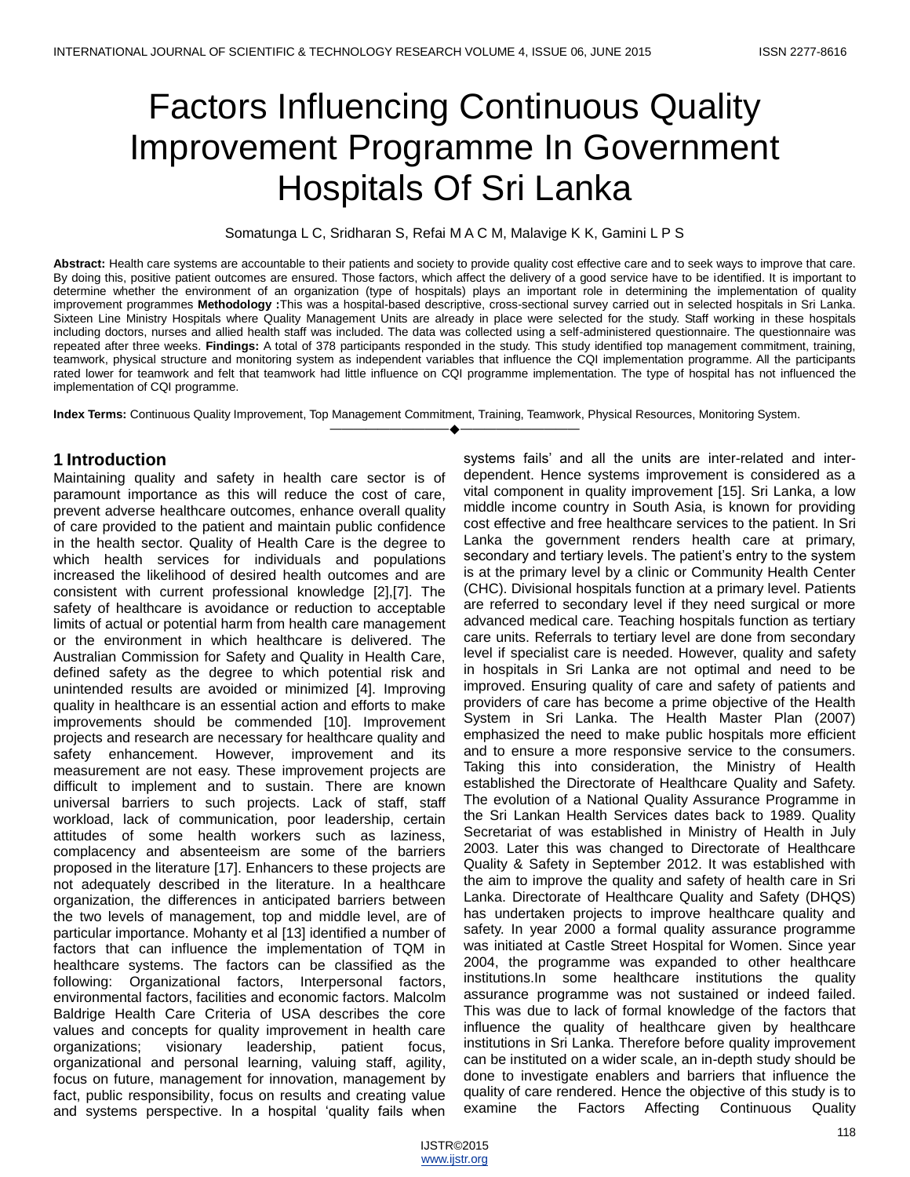# Factors Influencing Continuous Quality Improvement Programme In Government Hospitals Of Sri Lanka

Somatunga L C, Sridharan S, Refai M A C M, Malavige K K, Gamini L P S

**Abstract:** Health care systems are accountable to their patients and society to provide quality cost effective care and to seek ways to improve that care. By doing this, positive patient outcomes are ensured. Those factors, which affect the delivery of a good service have to be identified. It is important to determine whether the environment of an organization (type of hospitals) plays an important role in determining the implementation of quality improvement programmes **Methodology :**This was a hospital-based descriptive, cross-sectional survey carried out in selected hospitals in Sri Lanka. Sixteen Line Ministry Hospitals where Quality Management Units are already in place were selected for the study. Staff working in these hospitals including doctors, nurses and allied health staff was included. The data was collected using a self-administered questionnaire. The questionnaire was repeated after three weeks. **Findings:** A total of 378 participants responded in the study. This study identified top management commitment, training, teamwork, physical structure and monitoring system as independent variables that influence the CQI implementation programme. All the participants rated lower for teamwork and felt that teamwork had little influence on CQI programme implementation. The type of hospital has not influenced the implementation of CQI programme.

**Index Terms:** Continuous Quality Improvement, Top Management Commitment, Training, Teamwork, Physical Resources, Monitoring System.

## 1 Introduction

Maintaining quality and safety in health care sector is of paramount importance as this will reduce the cost of care, prevent adverse healthcare outcomes, enhance overall quality of care provided to the patient and maintain public confidence in the health sector. Quality of Health Care is the degree to which health services for individuals and populations increased the likelihood of desired health outcomes and are consistent with current professional knowledge [2],[7]. The safety of healthcare is avoidance or reduction to acceptable limits of actual or potential harm from health care management or the environment in which healthcare is delivered. The Australian Commission for Safety and Quality in Health Care, defined safety as the degree to which potential risk and unintended results are avoided or minimized [4]. Improving quality in healthcare is an essential action and efforts to make improvements should be commended [10]. Improvement projects and research are necessary for healthcare quality and safety enhancement. However, improvement and its measurement are not easy. These improvement projects are difficult to implement and to sustain. There are known universal barriers to such projects. Lack of staff, staff workload, lack of communication, poor leadership, certain attitudes of some health workers such as laziness, complacency and absenteeism are some of the barriers proposed in the literature [17]. Enhancers to these projects are not adequately described in the literature. In a healthcare organization, the differences in anticipated barriers between the two levels of management, top and middle level, are of particular importance. Mohanty et al [13] identified a number of factors that can influence the implementation of TQM in healthcare systems. The factors can be classified as the following: Organizational factors, Interpersonal factors, environmental factors, facilities and economic factors. Malcolm Baldrige Health Care Criteria of USA describes the core values and concepts for quality improvement in health care organizations; visionary leadership, patient focus, organizational and personal learning, valuing staff, agility, focus on future, management for innovation, management by fact, public responsibility, focus on results and creating value and systems perspective. In a hospital 'quality fails when systems fails' and all the units are inter-related and inter-dependent. Hence systems improvement is considered as a vital component in quality improvement [15]. Sri Lanka, a low middle income country in South Asia, is known for providing cost effective and free healthcare services to the patient. In Sri Lanka the government renders health care at primary, secondary and tertiary levels. The patient's entry to the system is at the primary level by a clinic or Community Health Center (CHC). Divisional hospitals function at a primary level. Patients are referred to secondary level if they need surgical or more advanced medical care. Teaching hospitals function as tertiary care units. Referrals to tertiary level are done from secondary level if specialist care is needed. However, quality and safety in hospitals in Sri Lanka are not optimal and need to be improved. Ensuring quality of care and safety of patients and providers of care has become a prime objective of the Health System in Sri Lanka. The Health Master Plan (2007) emphasized the need to make public hospitals more efficient and to ensure a more responsive service to the consumers. Taking this into consideration, the Ministry of Health established the Directorate of Healthcare Quality and Safety. The evolution of a National Quality Assurance Programme in the Sri Lankan Health Services dates back to 1989. Quality Secretariat of was established in Ministry of Health in July 2003. Later this was changed to Directorate of Healthcare Quality & Safety in September 2012. It was established with the aim to improve the quality and safety of health care in Sri Lanka. Directorate of Healthcare Quality and Safety (DHQS) has undertaken projects to improve healthcare quality and safety. In year 2000 a formal quality assurance programme was initiated at Castle Street Hospital for Women. Since year 2004, the programme was expanded to other healthcare institutions.In some healthcare institutions the quality assurance programme was not sustained or indeed failed. This was due to lack of formal knowledge of the factors that influence the quality of healthcare given by healthcare institutions in Sri Lanka. Therefore before quality improvement can be instituted on a wider scale, an in-depth study should be done to investigate enablers and barriers that influence the quality of care rendered. Hence the objective of this study is to examine the Factors Affecting Continuous Quality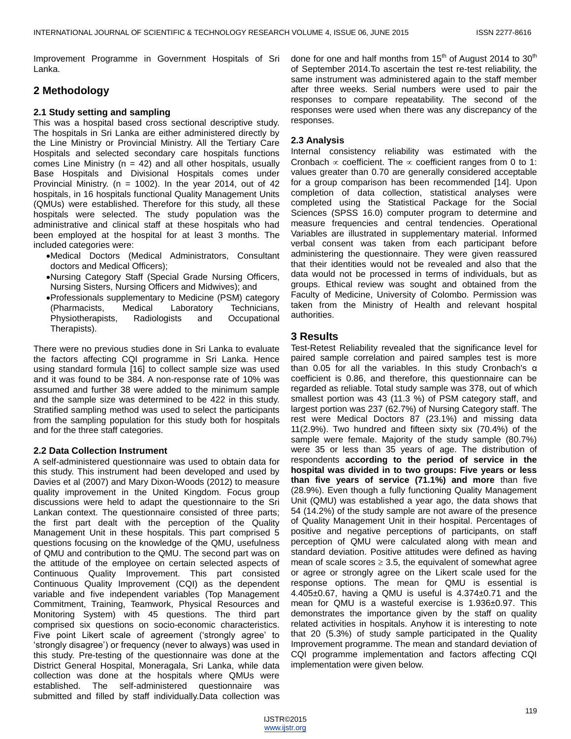Improvement Programme in Government Hospitals of Sri Lanka.

## 2 Methodology

### 2.1 Study setting and sampling

This was a hospital based cross sectional descriptive study. The hospitals in Sri Lanka are either administered directly by the Line Ministry or Provincial Ministry. All the Tertiary Care Hospitals and selected secondary care hospitals functions comes Line Ministry (n = 42) and all other hospitals, usually Base Hospitals and Divisional Hospitals comes under Provincial Ministry. (n = 1002). In the year 2014, out of 42 hospitals, in 16 hospitals functional Quality Management Units (QMUs) were established. Therefore for this study, all these hospitals were selected. The study population was the administrative and clinical staff at these hospitals who had been employed at the hospital for at least 3 months. The included categories were:

- Medical Doctors (Medical Administrators, Consultant doctors and Medical Officers);
- Nursing Category Staff (Special Grade Nursing Officers, Nursing Sisters, Nursing Officers and Midwives); and
- Professionals supplementary to Medicine (PSM) category (Pharmacists, Medical Laboratory Technicians, Physiotherapists, Radiologists and Occupational Therapists).

There were no previous studies done in Sri Lanka to evaluate the factors affecting CQI programme in Sri Lanka. Hence using standard formula [16] to collect sample size was used and it was found to be 384. A non-response rate of 10% was assumed and further 38 were added to the minimum sample and the sample size was determined to be 422 in this study. Stratified sampling method was used to select the participants from the sampling population for this study both for hospitals and for the three staff categories.

### 2.2 Data Collection Instrument

A self-administered questionnaire was used to obtain data for this study. This instrument had been developed and used by Davies et al (2007) and Mary Dixon-Woods (2012) to measure quality improvement in the United Kingdom. Focus group discussions were held to adapt the questionnaire to the Sri Lankan context. The questionnaire consisted of three parts; the first part dealt with the perception of the Quality Management Unit in these hospitals. This part comprised 5 questions focusing on the knowledge of the QMU, usefulness of QMU and contribution to the QMU. The second part was on the attitude of the employee on certain selected aspects of Continuous Quality Improvement. This part consisted Continuous Quality Improvement (CQI) as the dependent variable and five independent variables (Top Management Commitment, Training, Teamwork, Physical Resources and Monitoring System) with 45 questions. The third part comprised six questions on socio-economic characteristics. Five point Likert scale of agreement ('strongly agree' to 'strongly disagree') or frequency (never to always) was used in this study. Pre-testing of the questionnaire was done at the District General Hospital, Moneragala, Sri Lanka, while data collection was done at the hospitals where QMUs were established. The self-administered questionnaire was submitted and filled by staff individually.Data collection was done for one and half months from 15th of August 2014 to 30th of September 2014.To ascertain the test re-test reliability, the same instrument was administered again to the staff member after three weeks. Serial numbers were used to pair the responses to compare repeatability. The second of the responses were used when there was any discrepancy of the responses.

### 2.3 Analysis

Internal consistency reliability was estimated with the Cronbach $\propto$ coefficient. The $\propto$ coefficient ranges from 0 to 1: values greater than 0.70 are generally considered acceptable for a group comparison has been recommended [14]. Upon completion of data collection, statistical analyses were completed using the Statistical Package for the Social Sciences (SPSS 16.0) computer program to determine and measure frequencies and central tendencies. Operational Variables are illustrated in supplementary material. Informed verbal consent was taken from each participant before administering the questionnaire. They were given reassured that their identities would not be revealed and also that the data would not be processed in terms of individuals, but as groups. Ethical review was sought and obtained from the Faculty of Medicine, University of Colombo. Permission was taken from the Ministry of Health and relevant hospital authorities.

## 3 Results

Test-Retest Reliability revealed that the significance level for paired sample correlation and paired samples test is more than 0.05 for all the variables. In this study Cronbach's α coefficient is 0.86, and therefore, this questionnaire can be regarded as reliable. Total study sample was 378, out of which smallest portion was 43 (11.3 %) of PSM category staff, and largest portion was 237 (62.7%) of Nursing Category staff. The rest were Medical Doctors 87 (23.1%) and missing data 11(2.9%). Two hundred and fifteen sixty six (70.4%) of the sample were female. Majority of the study sample (80.7%) were 35 or less than 35 years of age. The distribution of respondents **according to the period of service in the hospital was divided in to two groups: Five years or less than five years of service (71.1%) and more** than five (28.9%). Even though a fully functioning Quality Management Unit (QMU) was established a year ago, the data shows that 54 (14.2%) of the study sample are not aware of the presence of Quality Management Unit in their hospital. Percentages of positive and negative perceptions of participants, on staff perception of QMU were calculated along with mean and standard deviation. Positive attitudes were defined as having mean of scale scores $\geq$ 3.5, the equivalent of somewhat agree or agree or strongly agree on the Likert scale used for the response options. The mean for QMU is essential is 4.405±0.67, having a QMU is useful is 4.374±0.71 and the mean for QMU is a wasteful exercise is 1.936±0.97. This demonstrates the importance given by the staff on quality related activities in hospitals. Anyhow it is interesting to note that 20 (5.3%) of study sample participated in the Quality Improvement programme. The mean and standard deviation of CQI programme implementation and factors affecting CQI implementation were given below.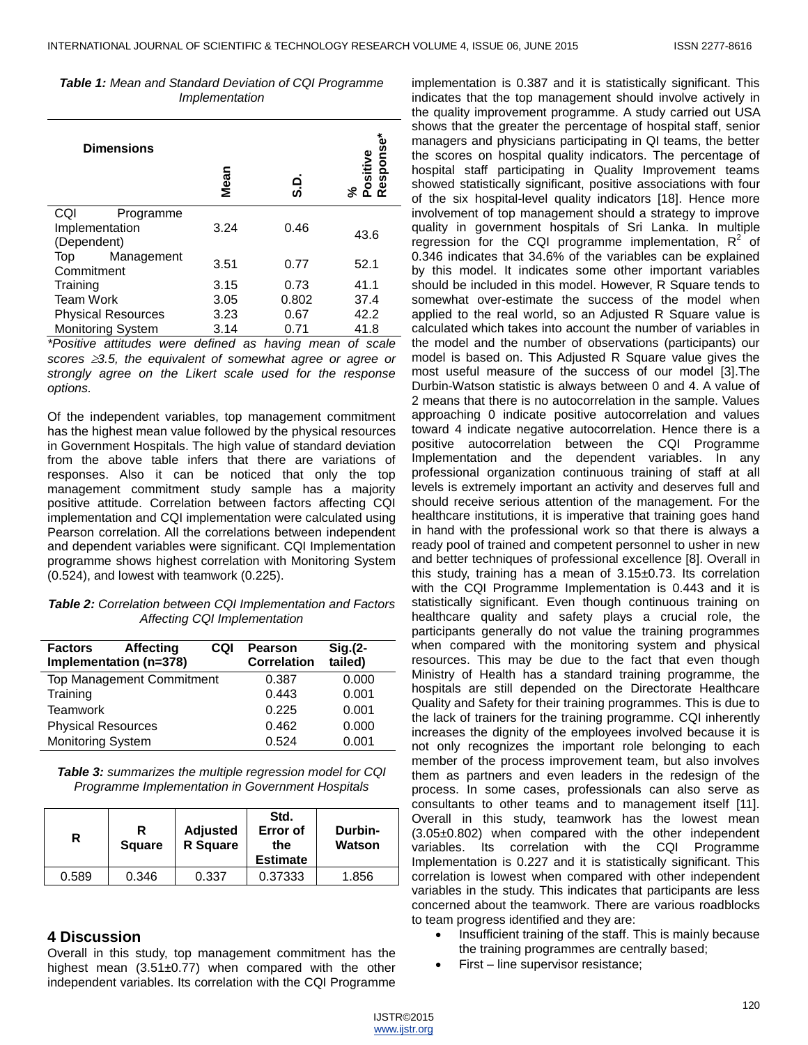***Table 1:** Mean and Standard Deviation of CQI Programme Implementation*

| Dimensions | Mean | S.D. | % Positive Response* |
|---|---|---|---|
| CQI Programme Implementation (Dependent) | 3.24 | 0.46 | 43.6 |
| Top Management Commitment | 3.51 | 0.77 | 52.1 |
| Training | 3.15 | 0.73 | 41.1 |
| Team Work | 3.05 | 0.802 | 37.4 |
| Physical Resources | 3.23 | 0.67 | 42.2 |
| Monitoring System | 3.14 | 0.71 | 41.8 |

*\*Positive attitudes were defined as having mean of scale scores ≥3.5, the equivalent of somewhat agree or agree or strongly agree on the Likert scale used for the response options.*

Of the independent variables, top management commitment has the highest mean value followed by the physical resources in Government Hospitals. The high value of standard deviation from the above table infers that there are variations of responses. Also it can be noticed that only the top management commitment study sample has a majority positive attitude. Correlation between factors affecting CQI implementation and CQI implementation were calculated using Pearson correlation. All the correlations between independent and dependent variables were significant. CQI Implementation programme shows highest correlation with Monitoring System (0.524), and lowest with teamwork (0.225).

***Table 2:** Correlation between CQI Implementation and Factors Affecting CQI Implementation*

| Factors Affecting CQI Implementation (n=378) | Pearson Correlation | Sig.(2-tailed) |
|---|---|---|
| Top Management Commitment | 0.387 | 0.000 |
| Training | 0.443 | 0.001 |
| Teamwork | 0.225 | 0.001 |
| Physical Resources | 0.462 | 0.000 |
| Monitoring System | 0.524 | 0.001 |

***Table 3:** summarizes the multiple regression model for CQI Programme Implementation in Government Hospitals*

| R | R Square | Adjusted R Square | Std. Error of the Estimate | Durbin-Watson |
|---|---|---|---|---|
| 0.589 | 0.346 | 0.337 | 0.37333 | 1.856 |

## 4 Discussion

Overall in this study, top management commitment has the highest mean (3.51±0.77) when compared with the other independent variables. Its correlation with the CQI Programme implementation is 0.387 and it is statistically significant. This indicates that the top management should involve actively in the quality improvement programme. A study carried out USA shows that the greater the percentage of hospital staff, senior managers and physicians participating in QI teams, the better the scores on hospital quality indicators. The percentage of hospital staff participating in Quality Improvement teams showed statistically significant, positive associations with four of the six hospital-level quality indicators [18]. Hence more involvement of top management should a strategy to improve quality in government hospitals of Sri Lanka. In multiple regression for the CQI programme implementation, $R^2$ of 0.346 indicates that 34.6% of the variables can be explained by this model. It indicates some other important variables should be included in this model. However, R Square tends to somewhat over-estimate the success of the model when applied to the real world, so an Adjusted R Square value is calculated which takes into account the number of variables in the model and the number of observations (participants) our model is based on. This Adjusted R Square value gives the most useful measure of the success of our model [3].The Durbin-Watson statistic is always between 0 and 4. A value of 2 means that there is no autocorrelation in the sample. Values approaching 0 indicate positive autocorrelation and values toward 4 indicate negative autocorrelation. Hence there is a positive autocorrelation between the CQI Programme Implementation and the dependent variables. In any professional organization continuous training of staff at all levels is extremely important an activity and deserves full and should receive serious attention of the management. For the healthcare institutions, it is imperative that training goes hand in hand with the professional work so that there is always a ready pool of trained and competent personnel to usher in new and better techniques of professional excellence [8]. Overall in this study, training has a mean of 3.15±0.73. Its correlation with the CQI Programme Implementation is 0.443 and it is statistically significant. Even though continuous training on healthcare quality and safety plays a crucial role, the participants generally do not value the training programmes when compared with the monitoring system and physical resources. This may be due to the fact that even though Ministry of Health has a standard training programme, the hospitals are still depended on the Directorate Healthcare Quality and Safety for their training programmes. This is due to the lack of trainers for the training programme. CQI inherently increases the dignity of the employees involved because it is not only recognizes the important role belonging to each member of the process improvement team, but also involves them as partners and even leaders in the redesign of the process. In some cases, professionals can also serve as consultants to other teams and to management itself [11]. Overall in this study, teamwork has the lowest mean (3.05±0.802) when compared with the other independent variables. Its correlation with the CQI Programme Implementation is 0.227 and it is statistically significant. This correlation is lowest when compared with other independent variables in the study. This indicates that participants are less concerned about the teamwork. There are various roadblocks to team progress identified and they are:

- Insufficient training of the staff. This is mainly because the training programmes are centrally based;
- First – line supervisor resistance;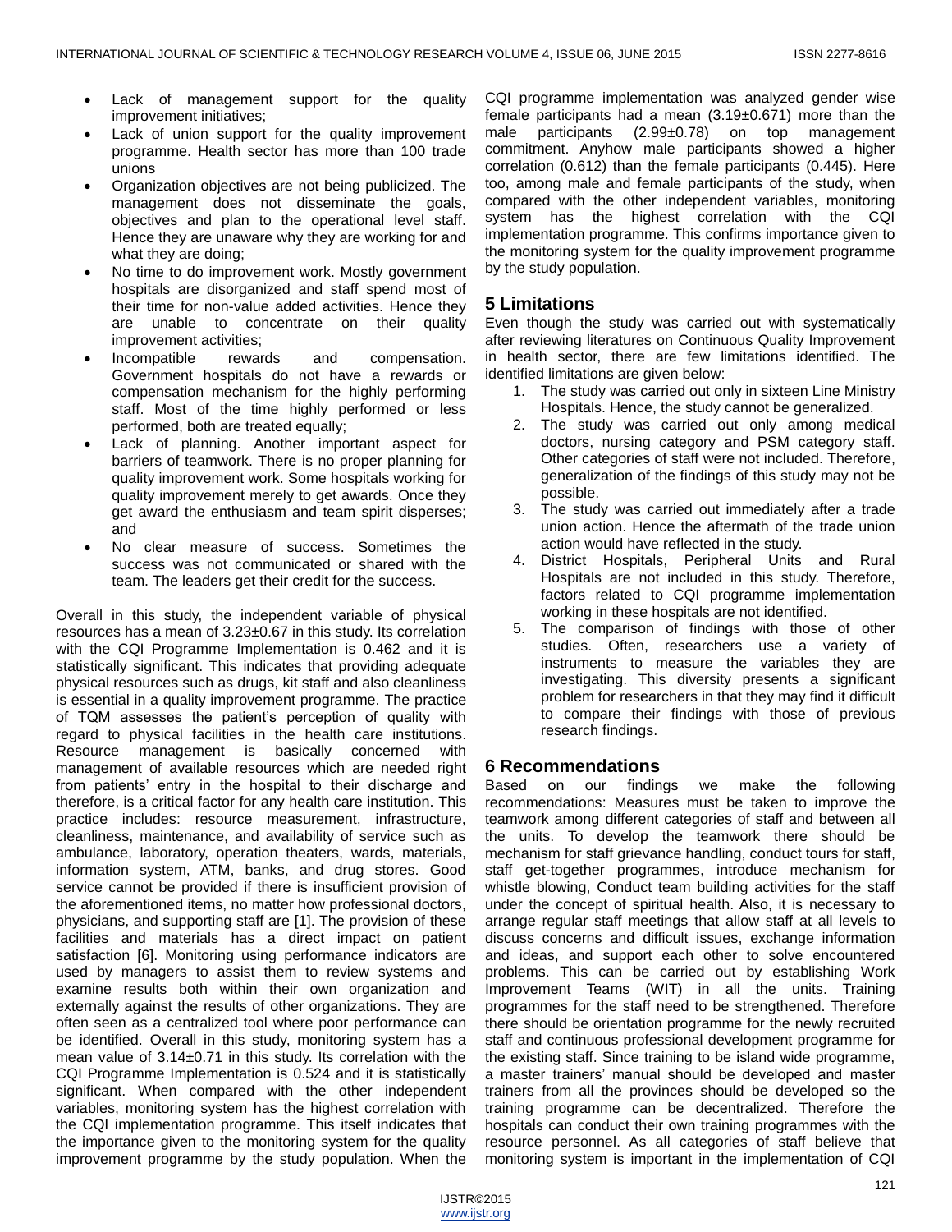- Lack of management support for the quality improvement initiatives;
- Lack of union support for the quality improvement programme. Health sector has more than 100 trade unions
- Organization objectives are not being publicized. The management does not disseminate the goals, objectives and plan to the operational level staff. Hence they are unaware why they are working for and what they are doing;
- No time to do improvement work. Mostly government hospitals are disorganized and staff spend most of their time for non-value added activities. Hence they are unable to concentrate on their quality improvement activities;
- Incompatible rewards and compensation. Government hospitals do not have a rewards or compensation mechanism for the highly performing staff. Most of the time highly performed or less performed, both are treated equally;
- Lack of planning. Another important aspect for barriers of teamwork. There is no proper planning for quality improvement work. Some hospitals working for quality improvement merely to get awards. Once they get award the enthusiasm and team spirit disperses; and
- No clear measure of success. Sometimes the success was not communicated or shared with the team. The leaders get their credit for the success.

Overall in this study, the independent variable of physical resources has a mean of 3.23±0.67 in this study. Its correlation with the CQI Programme Implementation is 0.462 and it is statistically significant. This indicates that providing adequate physical resources such as drugs, kit staff and also cleanliness is essential in a quality improvement programme. The practice of TQM assesses the patient's perception of quality with regard to physical facilities in the health care institutions. Resource management is basically concerned with management of available resources which are needed right from patients' entry in the hospital to their discharge and therefore, is a critical factor for any health care institution. This practice includes: resource measurement, infrastructure, cleanliness, maintenance, and availability of service such as ambulance, laboratory, operation theaters, wards, materials, information system, ATM, banks, and drug stores. Good service cannot be provided if there is insufficient provision of the aforementioned items, no matter how professional doctors, physicians, and supporting staff are [1]. The provision of these facilities and materials has a direct impact on patient satisfaction [6]. Monitoring using performance indicators are used by managers to assist them to review systems and examine results both within their own organization and externally against the results of other organizations. They are often seen as a centralized tool where poor performance can be identified. Overall in this study, monitoring system has a mean value of 3.14±0.71 in this study. Its correlation with the CQI Programme Implementation is 0.524 and it is statistically significant. When compared with the other independent variables, monitoring system has the highest correlation with the CQI implementation programme. This itself indicates that the importance given to the monitoring system for the quality improvement programme by the study population. When the CQI programme implementation was analyzed gender wise female participants had a mean (3.19±0.671) more than the male participants (2.99±0.78) on top management commitment. Anyhow male participants showed a higher correlation (0.612) than the female participants (0.445). Here too, among male and female participants of the study, when compared with the other independent variables, monitoring system has the highest correlation with the CQI implementation programme. This confirms importance given to the monitoring system for the quality improvement programme by the study population.

## 5 Limitations

Even though the study was carried out with systematically after reviewing literatures on Continuous Quality Improvement in health sector, there are few limitations identified. The identified limitations are given below:

1. The study was carried out only in sixteen Line Ministry Hospitals. Hence, the study cannot be generalized.
2. The study was carried out only among medical doctors, nursing category and PSM category staff. Other categories of staff were not included. Therefore, generalization of the findings of this study may not be possible.
3. The study was carried out immediately after a trade union action. Hence the aftermath of the trade union action would have reflected in the study.
4. District Hospitals, Peripheral Units and Rural Hospitals are not included in this study. Therefore, factors related to CQI programme implementation working in these hospitals are not identified.
5. The comparison of findings with those of other studies. Often, researchers use a variety of instruments to measure the variables they are investigating. This diversity presents a significant problem for researchers in that they may find it difficult to compare their findings with those of previous research findings.

## 6 Recommendations

Based on our findings we make the following recommendations: Measures must be taken to improve the teamwork among different categories of staff and between all the units. To develop the teamwork there should be mechanism for staff grievance handling, conduct tours for staff, staff get-together programmes, introduce mechanism for whistle blowing, Conduct team building activities for the staff under the concept of spiritual health. Also, it is necessary to arrange regular staff meetings that allow staff at all levels to discuss concerns and difficult issues, exchange information and ideas, and support each other to solve encountered problems. This can be carried out by establishing Work Improvement Teams (WIT) in all the units. Training programmes for the staff need to be strengthened. Therefore there should be orientation programme for the newly recruited staff and continuous professional development programme for the existing staff. Since training to be island wide programme, a master trainers' manual should be developed and master trainers from all the provinces should be developed so the training programme can be decentralized. Therefore the hospitals can conduct their own training programmes with the resource personnel. As all categories of staff believe that monitoring system is important in the implementation of CQI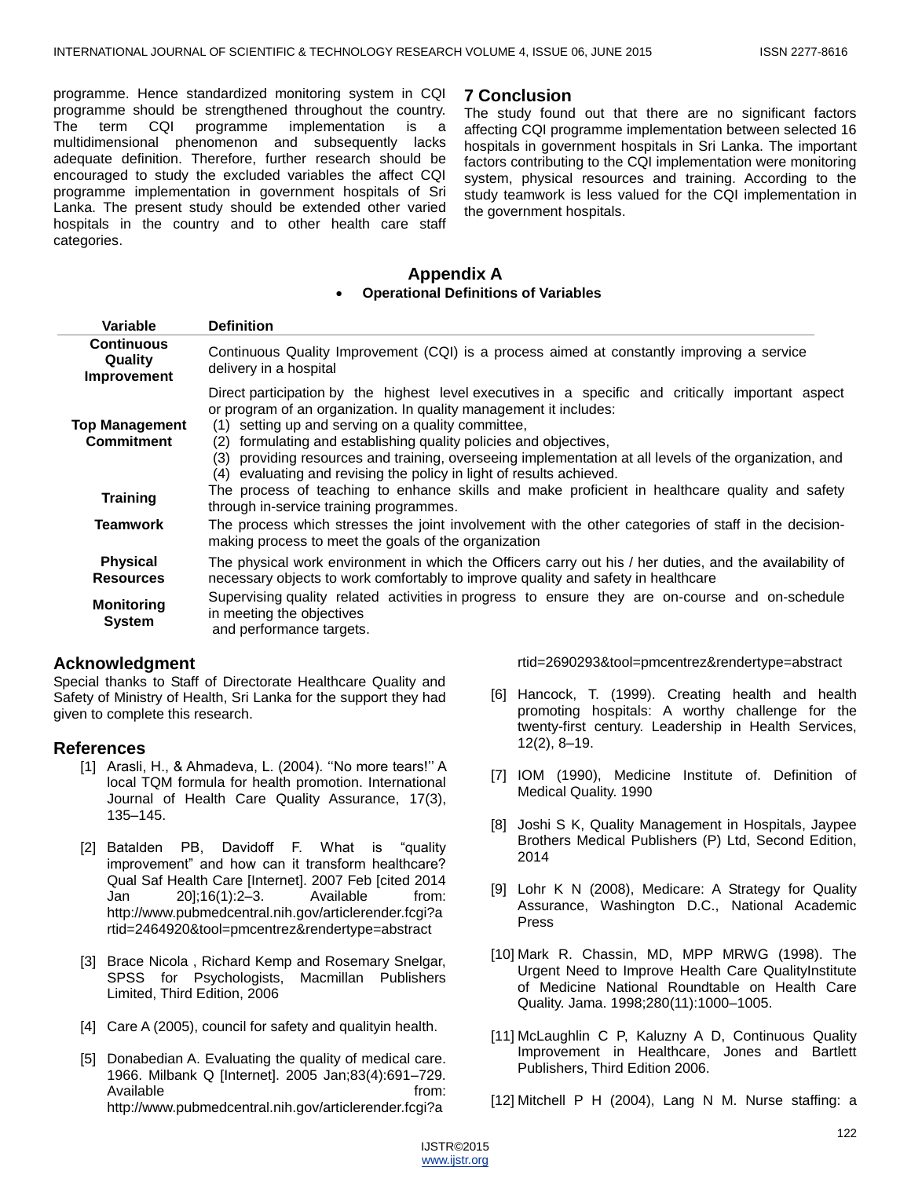programme. Hence standardized monitoring system in CQI programme should be strengthened throughout the country. The term CQI programme implementation is a multidimensional phenomenon and subsequently lacks adequate definition. Therefore, further research should be encouraged to study the excluded variables the affect CQI programme implementation in government hospitals of Sri Lanka. The present study should be extended other varied hospitals in the country and to other health care staff categories.

## 7 Conclusion

The study found out that there are no significant factors affecting CQI programme implementation between selected 16 hospitals in government hospitals in Sri Lanka. The important factors contributing to the CQI implementation were monitoring system, physical resources and training. According to the study teamwork is less valued for the CQI implementation in the government hospitals.

## Appendix A

- **Operational Definitions of Variables**

| Variable | Definition |
|---|---|
| **Continuous Quality Improvement** | Continuous Quality Improvement (CQI) is a process aimed at constantly improving a service delivery in a hospital |
| **Top Management Commitment** | Direct participation by the highest level executives in a specific and critically important aspect or program of an organization. In quality management it includes: (1) setting up and serving on a quality committee, (2) formulating and establishing quality policies and objectives, (3) providing resources and training, overseeing implementation at all levels of the organization, and (4) evaluating and revising the policy in light of results achieved. |
| **Training** | The process of teaching to enhance skills and make proficient in healthcare quality and safety through in-service training programmes. |
| **Teamwork** | The process which stresses the joint involvement with the other categories of staff in the decision-making process to meet the goals of the organization |
| **Physical Resources** | The physical work environment in which the Officers carry out his / her duties, and the availability of necessary objects to work comfortably to improve quality and safety in healthcare |
| **Monitoring System** | Supervising quality related activities in progress to ensure they are on-course and on-schedule in meeting the objectives and performance targets. |

## Acknowledgment

Special thanks to Staff of Directorate Healthcare Quality and Safety of Ministry of Health, Sri Lanka for the support they had given to complete this research.

## References

[1] Arasli, H., & Ahmadeva, L. (2004). ''No more tears!'' A local TQM formula for health promotion. International Journal of Health Care Quality Assurance, 17(3), 135–145.

[2] Batalden PB, Davidoff F. What is "quality improvement" and how can it transform healthcare? Qual Saf Health Care [Internet]. 2007 Feb [cited 2014 Jan 20];16(1):2–3. Available from: http://www.pubmedcentral.nih.gov/articlerender.fcgi?artid=2464920&tool=pmcentrez&rendertype=abstract

[3] Brace Nicola , Richard Kemp and Rosemary Snelgar, SPSS for Psychologists, Macmillan Publishers Limited, Third Edition, 2006

[4] Care A (2005), council for safety and qualityin health.

[5] Donabedian A. Evaluating the quality of medical care. 1966. Milbank Q [Internet]. 2005 Jan;83(4):691–729. Available from: http://www.pubmedcentral.nih.gov/articlerender.fcgi?artid=2690293&tool=pmcentrez&rendertype=abstract

[6] Hancock, T. (1999). Creating health and health promoting hospitals: A worthy challenge for the twenty-first century. Leadership in Health Services, 12(2), 8–19.

[7] IOM (1990), Medicine Institute of. Definition of Medical Quality. 1990

[8] Joshi S K, Quality Management in Hospitals, Jaypee Brothers Medical Publishers (P) Ltd, Second Edition, 2014

[9] Lohr K N (2008), Medicare: A Strategy for Quality Assurance, Washington D.C., National Academic Press

[10] Mark R. Chassin, MD, MPP MRWG (1998). The Urgent Need to Improve Health Care QualityInstitute of Medicine National Roundtable on Health Care Quality. Jama. 1998;280(11):1000–1005.

[11] McLaughlin C P, Kaluzny A D, Continuous Quality Improvement in Healthcare, Jones and Bartlett Publishers, Third Edition 2006.

[12] Mitchell P H (2004), Lang N M. Nurse staffing: a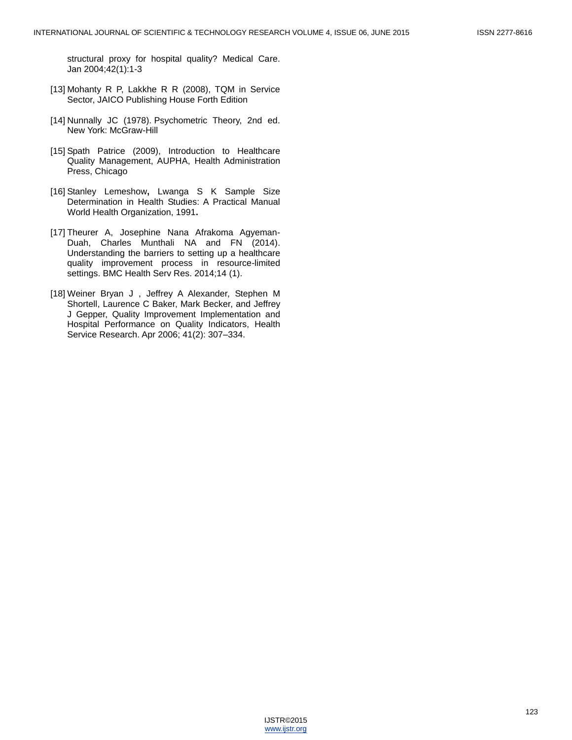structural proxy for hospital quality? Medical Care. Jan 2004;42(1):1-3

[13] Mohanty R P, Lakkhe R R (2008), TQM in Service Sector, JAICO Publishing House Forth Edition

[14] Nunnally JC (1978). Psychometric Theory, 2nd ed. New York: McGraw-Hill

[15] Spath Patrice (2009), Introduction to Healthcare Quality Management, AUPHA, Health Administration Press, Chicago

[16] Stanley Lemeshow**,** Lwanga S K Sample Size Determination in Health Studies: A Practical Manual World Health Organization, 1991**.**

[17] Theurer A, Josephine Nana Afrakoma Agyeman-Duah, Charles Munthali NA and FN (2014). Understanding the barriers to setting up a healthcare quality improvement process in resource-limited settings. BMC Health Serv Res. 2014;14 (1).

[18] Weiner Bryan J , Jeffrey A Alexander, Stephen M Shortell, Laurence C Baker, Mark Becker, and Jeffrey J Gepper, Quality Improvement Implementation and Hospital Performance on Quality Indicators, Health Service Research. Apr 2006; 41(2): 307–334.